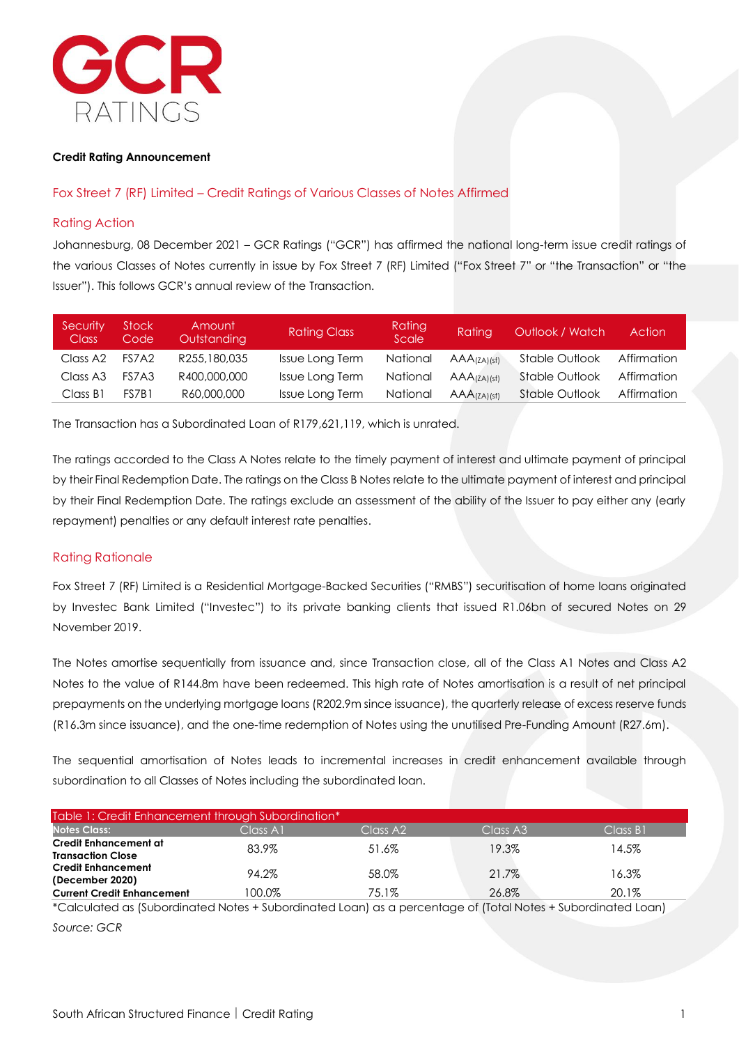**Credit Rating Announcement**

## Fox Street 7 (RF) Limited – Credit Ratings of Various Classes of Notes Affirmed

### Rating Action

Johannesburg, 08 December 2021 – GCR Ratings ("GCR") has affirmed the national long-term issue credit ratings of the various Classes of Notes currently in issue by Fox Street 7 (RF) Limited ("Fox Street 7" or "the Transaction" or "the Issuer"). This follows GCR's annual review of the Transaction.

| Security Class | Stock Code | Amount Outstanding | Rating Class | Rating Scale | Rating | Outlook / Watch | Action |
|---|---|---|---|---|---|---|---|
| Class A2 | FS7A2 | R255,180,035 | Issue Long Term | National | $AAA_{(ZA)(sf)}$ | Stable Outlook | Affirmation |
| Class A3 | FS7A3 | R400,000,000 | Issue Long Term | National | $AAA_{(ZA)(sf)}$ | Stable Outlook | Affirmation |
| Class B1 | FS7B1 | R60,000,000 | Issue Long Term | National | $AAA_{(ZA)(sf)}$ | Stable Outlook | Affirmation |

The Transaction has a Subordinated Loan of R179,621,119, which is unrated.

The ratings accorded to the Class A Notes relate to the timely payment of interest and ultimate payment of principal by their Final Redemption Date. The ratings on the Class B Notes relate to the ultimate payment of interest and principal by their Final Redemption Date. The ratings exclude an assessment of the ability of the Issuer to pay either any (early repayment) penalties or any default interest rate penalties.

### Rating Rationale

Fox Street 7 (RF) Limited is a Residential Mortgage-Backed Securities ("RMBS") securitisation of home loans originated by Investec Bank Limited ("Investec") to its private banking clients that issued R1.06bn of secured Notes on 29 November 2019.

The Notes amortise sequentially from issuance and, since Transaction close, all of the Class A1 Notes and Class A2 Notes to the value of R144.8m have been redeemed. This high rate of Notes amortisation is a result of net principal prepayments on the underlying mortgage loans (R202.9m since issuance), the quarterly release of excess reserve funds (R16.3m since issuance), and the one-time redemption of Notes using the unutilised Pre-Funding Amount (R27.6m).

The sequential amortisation of Notes leads to incremental increases in credit enhancement available through subordination to all Classes of Notes including the subordinated loan.

Table 1: Credit Enhancement through Subordination*

| Notes Class: | Class A1 | Class A2 | Class A3 | Class B1 |
|---|---|---|---|---|
| **Credit Enhancement at Transaction Close** | 83.9% | 51.6% | 19.3% | 14.5% |
| **Credit Enhancement (December 2020)** | 94.2% | 58.0% | 21.7% | 16.3% |
| **Current Credit Enhancement** | 100.0% | 75.1% | 26.8% | 20.1% |

*Calculated as (Subordinated Notes + Subordinated Loan) as a percentage of (Total Notes + Subordinated Loan)

*Source: GCR*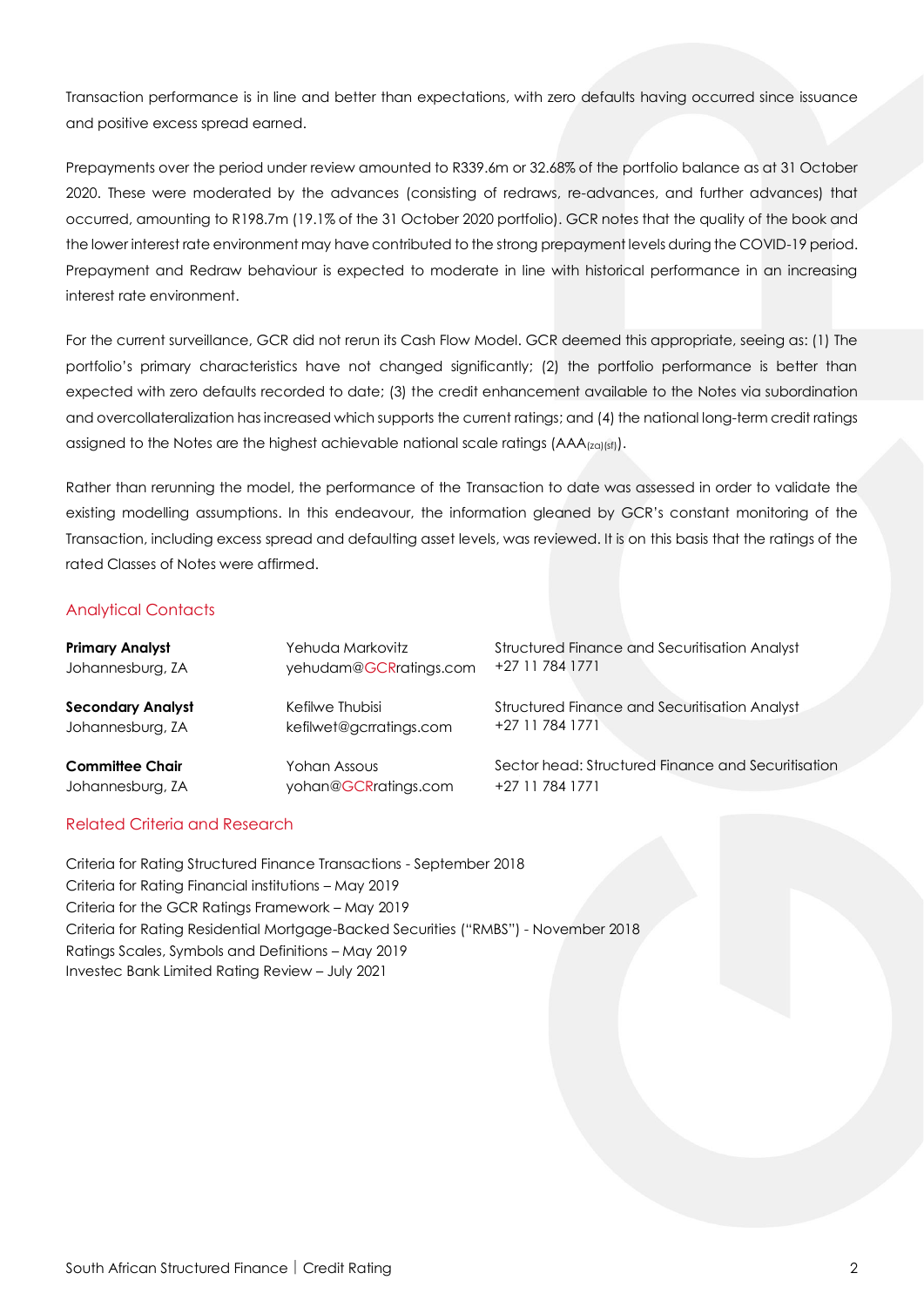Transaction performance is in line and better than expectations, with zero defaults having occurred since issuance and positive excess spread earned.

Prepayments over the period under review amounted to R339.6m or 32.68% of the portfolio balance as at 31 October 2020. These were moderated by the advances (consisting of redraws, re-advances, and further advances) that occurred, amounting to R198.7m (19.1% of the 31 October 2020 portfolio). GCR notes that the quality of the book and the lower interest rate environment may have contributed to the strong prepayment levels during the COVID-19 period. Prepayment and Redraw behaviour is expected to moderate in line with historical performance in an increasing interest rate environment.

For the current surveillance, GCR did not rerun its Cash Flow Model. GCR deemed this appropriate, seeing as: (1) The portfolio's primary characteristics have not changed significantly; (2) the portfolio performance is better than expected with zero defaults recorded to date; (3) the credit enhancement available to the Notes via subordination and overcollateralization has increased which supports the current ratings; and (4) the national long-term credit ratings assigned to the Notes are the highest achievable national scale ratings ($AAA_{(za)(sf)}$).

Rather than rerunning the model, the performance of the Transaction to date was assessed in order to validate the existing modelling assumptions. In this endeavour, the information gleaned by GCR's constant monitoring of the Transaction, including excess spread and defaulting asset levels, was reviewed. It is on this basis that the ratings of the rated Classes of Notes were affirmed.

## Analytical Contacts

| | | |
|---|---|---|
| **Primary Analyst**<br>Johannesburg, ZA | Yehuda Markovitz<br>yehudam@GCRratings.com | Structured Finance and Securitisation Analyst<br>+27 11 784 1771 |
| **Secondary Analyst**<br>Johannesburg, ZA | Kefilwe Thubisi<br>kefilwet@gcrratings.com | Structured Finance and Securitisation Analyst<br>+27 11 784 1771 |
| **Committee Chair**<br>Johannesburg, ZA | Yohan Assous<br>yohan@GCRratings.com | Sector head: Structured Finance and Securitisation<br>+27 11 784 1771 |

## Related Criteria and Research

Criteria for Rating Structured Finance Transactions - September 2018
Criteria for Rating Financial institutions – May 2019
Criteria for the GCR Ratings Framework – May 2019
Criteria for Rating Residential Mortgage-Backed Securities ("RMBS") - November 2018
Ratings Scales, Symbols and Definitions – May 2019
Investec Bank Limited Rating Review – July 2021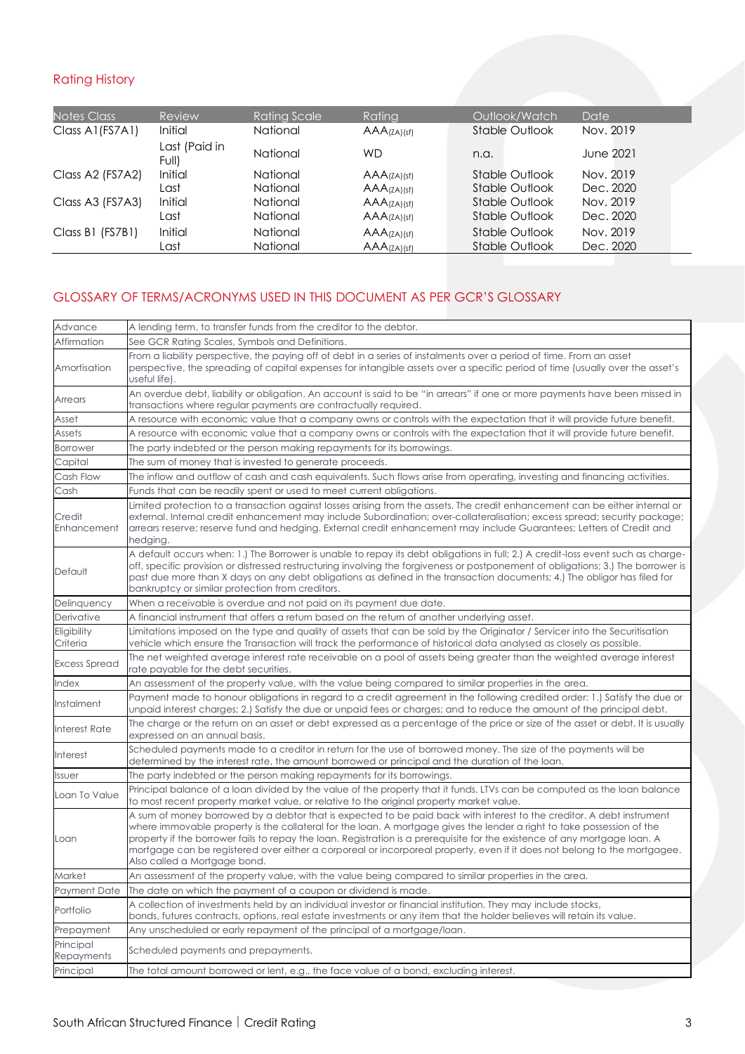## Rating History

| Notes Class | Review | Rating Scale | Rating | Outlook/Watch | Date |
|---|---|---|---|---|---|
| Class A1(FS7A1) | Initial | National | $AAA_{(ZA)(sf)}$ | Stable Outlook | Nov. 2019 |
| | Last (Paid in Full) | National | WD | n.a. | June 2021 |
| Class A2 (FS7A2) | Initial | National | $AAA_{(ZA)(sf)}$ | Stable Outlook | Nov. 2019 |
| | Last | National | $AAA_{(ZA)(sf)}$ | Stable Outlook | Dec. 2020 |
| Class A3 (FS7A3) | Initial | National | $AAA_{(ZA)(sf)}$ | Stable Outlook | Nov. 2019 |
| | Last | National | $AAA_{(ZA)(sf)}$ | Stable Outlook | Dec. 2020 |
| Class B1 (FS7B1) | Initial | National | $AAA_{(ZA)(sf)}$ | Stable Outlook | Nov. 2019 |
| | Last | National | $AAA_{(ZA)(sf)}$ | Stable Outlook | Dec. 2020 |

## GLOSSARY OF TERMS/ACRONYMS USED IN THIS DOCUMENT AS PER GCR'S GLOSSARY

| Term | Definition |
|---|---|
| Advance | A lending term, to transfer funds from the creditor to the debtor. |
| Affirmation | See GCR Rating Scales, Symbols and Definitions. |
| Amortisation | From a liability perspective, the paying off of debt in a series of instalments over a period of time. From an asset perspective, the spreading of capital expenses for intangible assets over a specific period of time (usually over the asset's useful life). |
| Arrears | An overdue debt, liability or obligation. An account is said to be "in arrears" if one or more payments have been missed in transactions where regular payments are contractually required. |
| Asset | A resource with economic value that a company owns or controls with the expectation that it will provide future benefit. |
| Assets | A resource with economic value that a company owns or controls with the expectation that it will provide future benefit. |
| Borrower | The party indebted or the person making repayments for its borrowings. |
| Capital | The sum of money that is invested to generate proceeds. |
| Cash Flow | The inflow and outflow of cash and cash equivalents. Such flows arise from operating, investing and financing activities. |
| Cash | Funds that can be readily spent or used to meet current obligations. |
| Credit Enhancement | Limited protection to a transaction against losses arising from the assets. The credit enhancement can be either internal or external. Internal credit enhancement may include Subordination; over-collateralisation; excess spread; security package; arrears reserve; reserve fund and hedging. External credit enhancement may include Guarantees; Letters of Credit and hedging. |
| Default | A default occurs when: 1.) The Borrower is unable to repay its debt obligations in full; 2.) A credit-loss event such as charge-off, specific provision or distressed restructuring involving the forgiveness or postponement of obligations; 3.) The borrower is past due more than X days on any debt obligations as defined in the transaction documents; 4.) The obligor has filed for bankruptcy or similar protection from creditors. |
| Delinquency | When a receivable is overdue and not paid on its payment due date. |
| Derivative | A financial instrument that offers a return based on the return of another underlying asset. |
| Eligibility Criteria | Limitations imposed on the type and quality of assets that can be sold by the Originator / Servicer into the Securitisation vehicle which ensure the Transaction will track the performance of historical data analysed as closely as possible. |
| Excess Spread | The net weighted average interest rate receivable on a pool of assets being greater than the weighted average interest rate payable for the debt securities. |
| Index | An assessment of the property value, with the value being compared to similar properties in the area. |
| Instalment | Payment made to honour obligations in regard to a credit agreement in the following credited order: 1.) Satisfy the due or unpaid interest charges; 2.) Satisfy the due or unpaid fees or charges; and to reduce the amount of the principal debt. |
| Interest Rate | The charge or the return on an asset or debt expressed as a percentage of the price or size of the asset or debt. It is usually expressed on an annual basis. |
| Interest | Scheduled payments made to a creditor in return for the use of borrowed money. The size of the payments will be determined by the interest rate, the amount borrowed or principal and the duration of the loan. |
| Issuer | The party indebted or the person making repayments for its borrowings. |
| Loan To Value | Principal balance of a loan divided by the value of the property that it funds. LTVs can be computed as the loan balance to most recent property market value, or relative to the original property market value. |
| Loan | A sum of money borrowed by a debtor that is expected to be paid back with interest to the creditor. A debt instrument where immovable property is the collateral for the loan. A mortgage gives the lender a right to take possession of the property if the borrower fails to repay the loan. Registration is a prerequisite for the existence of any mortgage loan. A mortgage can be registered over either a corporeal or incorporeal property, even if it does not belong to the mortgagee. Also called a Mortgage bond. |
| Market | An assessment of the property value, with the value being compared to similar properties in the area. |
| Payment Date | The date on which the payment of a coupon or dividend is made. |
| Portfolio | A collection of investments held by an individual investor or financial institution. They may include stocks, bonds, futures contracts, options, real estate investments or any item that the holder believes will retain its value. |
| Prepayment | Any unscheduled or early repayment of the principal of a mortgage/loan. |
| Principal Repayments | Scheduled payments and prepayments. |
| Principal | The total amount borrowed or lent, e.g., the face value of a bond, excluding interest. |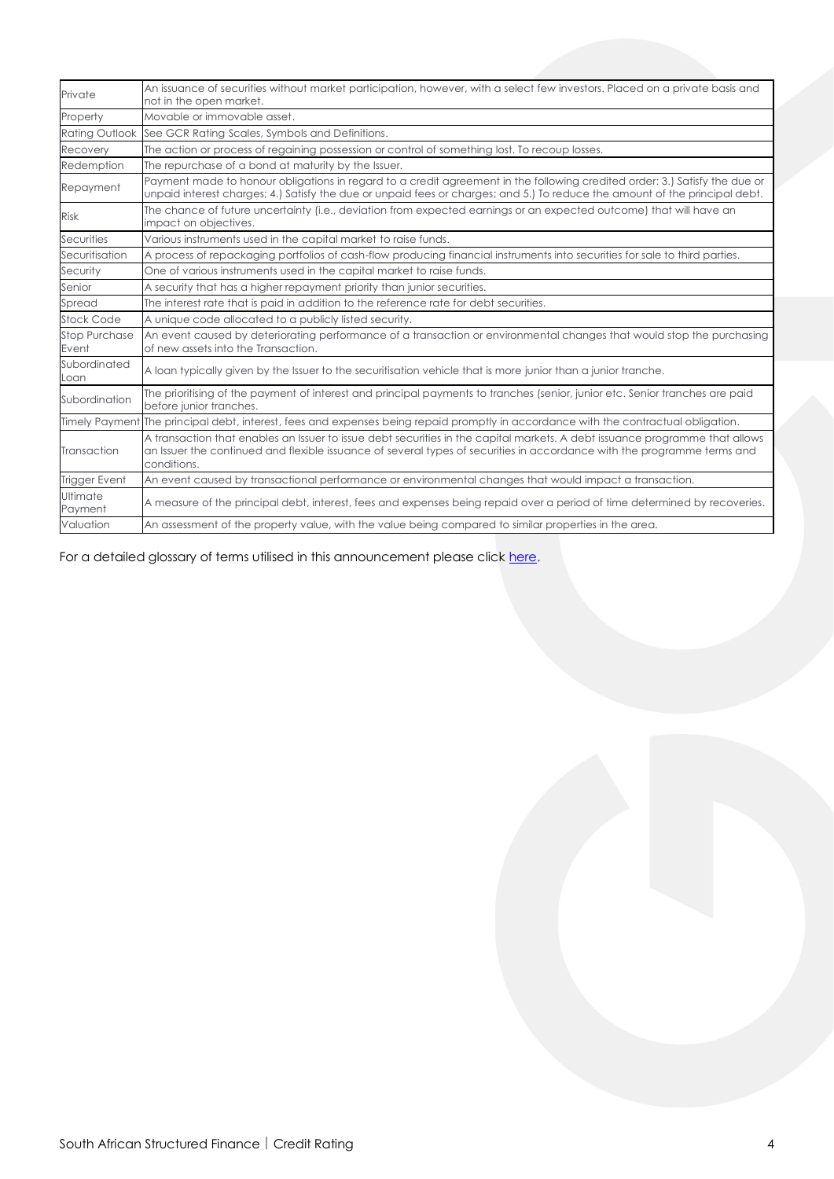| Private | An issuance of securities without market participation, however, with a select few investors. Placed on a private basis and not in the open market. |
|---|---|
| Property | Movable or immovable asset. |
| Rating Outlook | See GCR Rating Scales, Symbols and Definitions. |
| Recovery | The action or process of regaining possession or control of something lost. To recoup losses. |
| Redemption | The repurchase of a bond at maturity by the Issuer. |
| Repayment | Payment made to honour obligations in regard to a credit agreement in the following credited order: 3.) Satisfy the due or unpaid interest charges; 4.) Satisfy the due or unpaid fees or charges; and 5.) To reduce the amount of the principal debt. |
| Risk | The chance of future uncertainty (i.e., deviation from expected earnings or an expected outcome) that will have an impact on objectives. |
| Securities | Various instruments used in the capital market to raise funds. |
| Securitisation | A process of repackaging portfolios of cash-flow producing financial instruments into securities for sale to third parties. |
| Security | One of various instruments used in the capital market to raise funds. |
| Senior | A security that has a higher repayment priority than junior securities. |
| Spread | The interest rate that is paid in addition to the reference rate for debt securities. |
| Stock Code | A unique code allocated to a publicly listed security. |
| Stop Purchase Event | An event caused by deteriorating performance of a transaction or environmental changes that would stop the purchasing of new assets into the Transaction. |
| Subordinated Loan | A loan typically given by the Issuer to the securitisation vehicle that is more junior than a junior tranche. |
| Subordination | The prioritising of the payment of interest and principal payments to tranches (senior, junior etc. Senior tranches are paid before junior tranches. |
| Timely Payment | The principal debt, interest, fees and expenses being repaid promptly in accordance with the contractual obligation. |
| Transaction | A transaction that enables an Issuer to issue debt securities in the capital markets. A debt issuance programme that allows an Issuer the continued and flexible issuance of several types of securities in accordance with the programme terms and conditions. |
| Trigger Event | An event caused by transactional performance or environmental changes that would impact a transaction. |
| Ultimate Payment | A measure of the principal debt, interest, fees and expenses being repaid over a period of time determined by recoveries. |
| Valuation | An assessment of the property value, with the value being compared to similar properties in the area. |

For a detailed glossary of terms utilised in this announcement please click here.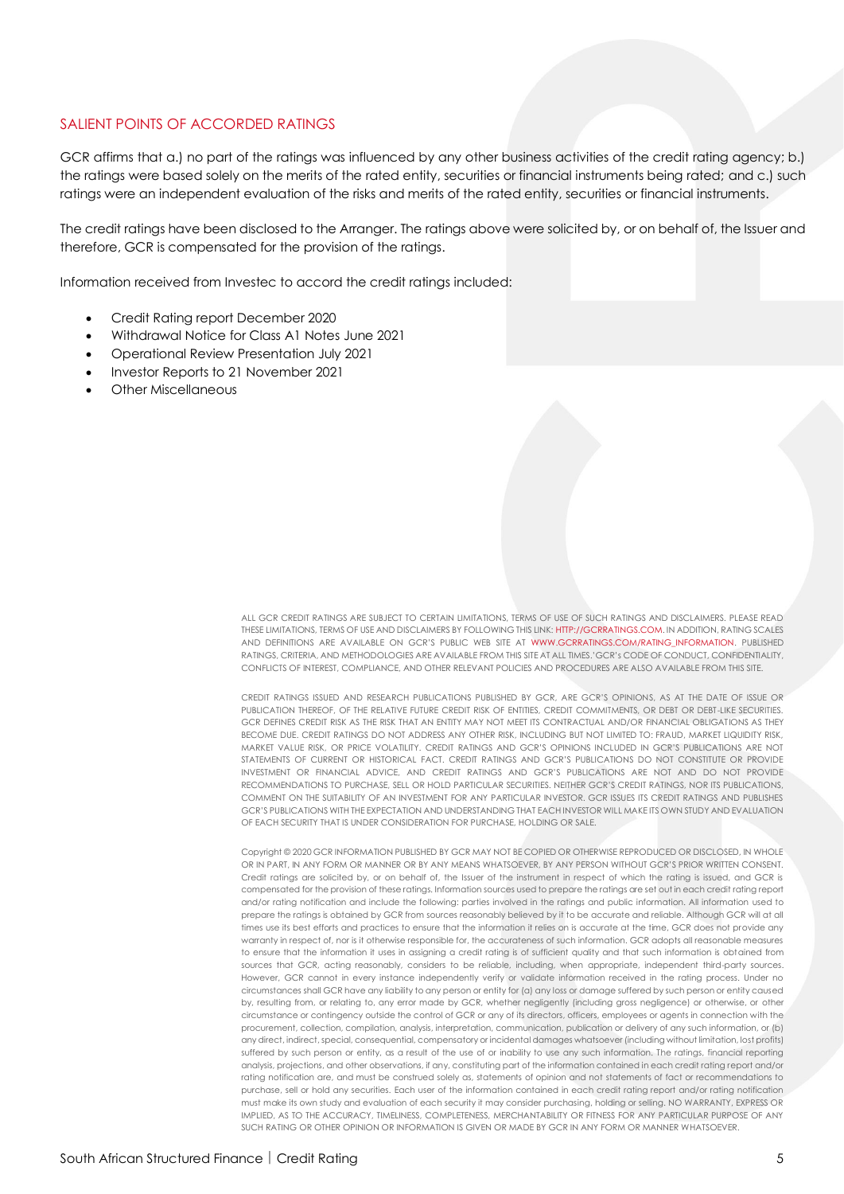## SALIENT POINTS OF ACCORDED RATINGS

GCR affirms that a.) no part of the ratings was influenced by any other business activities of the credit rating agency; b.) the ratings were based solely on the merits of the rated entity, securities or financial instruments being rated; and c.) such ratings were an independent evaluation of the risks and merits of the rated entity, securities or financial instruments.

The credit ratings have been disclosed to the Arranger. The ratings above were solicited by, or on behalf of, the Issuer and therefore, GCR is compensated for the provision of the ratings.

Information received from Investec to accord the credit ratings included:

- Credit Rating report December 2020
- Withdrawal Notice for Class A1 Notes June 2021
- Operational Review Presentation July 2021
- Investor Reports to 21 November 2021
- Other Miscellaneous

ALL GCR CREDIT RATINGS ARE SUBJECT TO CERTAIN LIMITATIONS, TERMS OF USE OF SUCH RATINGS AND DISCLAIMERS. PLEASE READ THESE LIMITATIONS, TERMS OF USE AND DISCLAIMERS BY FOLLOWING THIS LINK: HTTP://GCRRATINGS.COM. IN ADDITION, RATING SCALES AND DEFINITIONS ARE AVAILABLE ON GCR'S PUBLIC WEB SITE AT WWW.GCRRATINGS.COM/RATING_INFORMATION. PUBLISHED RATINGS, CRITERIA, AND METHODOLOGIES ARE AVAILABLE FROM THIS SITE AT ALL TIMES.'GCR's CODE OF CONDUCT, CONFIDENTIALITY, CONFLICTS OF INTEREST, COMPLIANCE, AND OTHER RELEVANT POLICIES AND PROCEDURES ARE ALSO AVAILABLE FROM THIS SITE.

CREDIT RATINGS ISSUED AND RESEARCH PUBLICATIONS PUBLISHED BY GCR, ARE GCR'S OPINIONS, AS AT THE DATE OF ISSUE OR PUBLICATION THEREOF, OF THE RELATIVE FUTURE CREDIT RISK OF ENTITIES, CREDIT COMMITMENTS, OR DEBT OR DEBT-LIKE SECURITIES. GCR DEFINES CREDIT RISK AS THE RISK THAT AN ENTITY MAY NOT MEET ITS CONTRACTUAL AND/OR FINANCIAL OBLIGATIONS AS THEY BECOME DUE. CREDIT RATINGS DO NOT ADDRESS ANY OTHER RISK, INCLUDING BUT NOT LIMITED TO: FRAUD, MARKET LIQUIDITY RISK, MARKET VALUE RISK, OR PRICE VOLATILITY. CREDIT RATINGS AND GCR'S OPINIONS INCLUDED IN GCR'S PUBLICATIONS ARE NOT STATEMENTS OF CURRENT OR HISTORICAL FACT. CREDIT RATINGS AND GCR'S PUBLICATIONS DO NOT CONSTITUTE OR PROVIDE INVESTMENT OR FINANCIAL ADVICE, AND CREDIT RATINGS AND GCR'S PUBLICATIONS ARE NOT AND DO NOT PROVIDE RECOMMENDATIONS TO PURCHASE, SELL OR HOLD PARTICULAR SECURITIES. NEITHER GCR'S CREDIT RATINGS, NOR ITS PUBLICATIONS, COMMENT ON THE SUITABILITY OF AN INVESTMENT FOR ANY PARTICULAR INVESTOR. GCR ISSUES ITS CREDIT RATINGS AND PUBLISHES GCR'S PUBLICATIONS WITH THE EXPECTATION AND UNDERSTANDING THAT EACH INVESTOR WILL MAKE ITS OWN STUDY AND EVALUATION OF EACH SECURITY THAT IS UNDER CONSIDERATION FOR PURCHASE, HOLDING OR SALE.

Copyright © 2020 GCR INFORMATION PUBLISHED BY GCR MAY NOT BE COPIED OR OTHERWISE REPRODUCED OR DISCLOSED, IN WHOLE OR IN PART, IN ANY FORM OR MANNER OR BY ANY MEANS WHATSOEVER, BY ANY PERSON WITHOUT GCR'S PRIOR WRITTEN CONSENT. Credit ratings are solicited by, or on behalf of, the Issuer of the instrument in respect of which the rating is issued, and GCR is compensated for the provision of these ratings. Information sources used to prepare the ratings are set out in each credit rating report and/or rating notification and include the following: parties involved in the ratings and public information. All information used to prepare the ratings is obtained by GCR from sources reasonably believed by it to be accurate and reliable. Although GCR will at all times use its best efforts and practices to ensure that the information it relies on is accurate at the time, GCR does not provide any warranty in respect of, nor is it otherwise responsible for, the accurateness of such information. GCR adopts all reasonable measures to ensure that the information it uses in assigning a credit rating is of sufficient quality and that such information is obtained from sources that GCR, acting reasonably, considers to be reliable, including, when appropriate, independent third-party sources. However, GCR cannot in every instance independently verify or validate information received in the rating process. Under no circumstances shall GCR have any liability to any person or entity for (a) any loss or damage suffered by such person or entity caused by, resulting from, or relating to, any error made by GCR, whether negligently (including gross negligence) or otherwise, or other circumstance or contingency outside the control of GCR or any of its directors, officers, employees or agents in connection with the procurement, collection, compilation, analysis, interpretation, communication, publication or delivery of any such information, or (b) any direct, indirect, special, consequential, compensatory or incidental damages whatsoever (including without limitation, lost profits) suffered by such person or entity, as a result of the use of or inability to use any such information. The ratings, financial reporting analysis, projections, and other observations, if any, constituting part of the information contained in each credit rating report and/or rating notification are, and must be construed solely as, statements of opinion and not statements of fact or recommendations to purchase, sell or hold any securities. Each user of the information contained in each credit rating report and/or rating notification must make its own study and evaluation of each security it may consider purchasing, holding or selling. NO WARRANTY, EXPRESS OR IMPLIED, AS TO THE ACCURACY, TIMELINESS, COMPLETENESS, MERCHANTABILITY OR FITNESS FOR ANY PARTICULAR PURPOSE OF ANY SUCH RATING OR OTHER OPINION OR INFORMATION IS GIVEN OR MADE BY GCR IN ANY FORM OR MANNER WHATSOEVER.